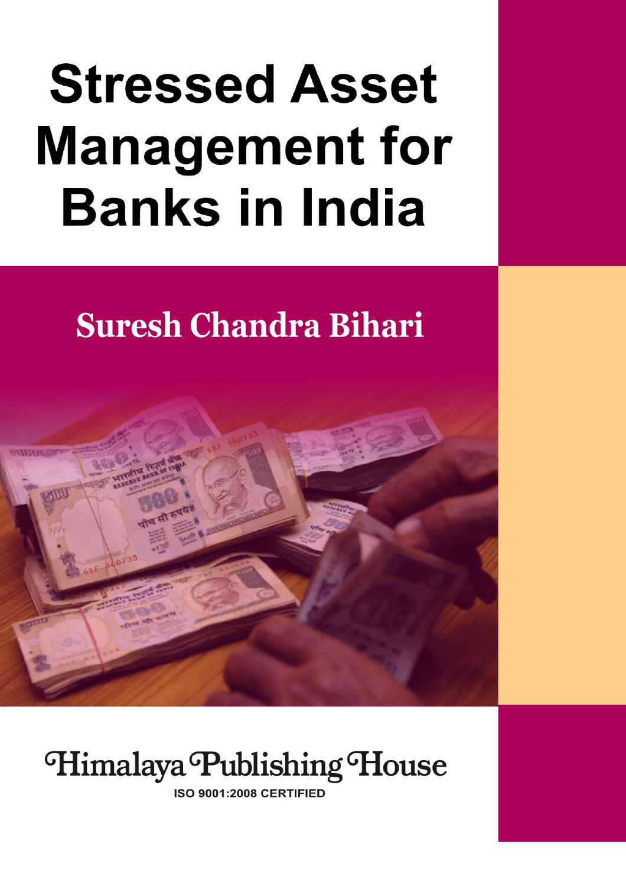# Stressed Asset Management for Banks in India

## Suresh Chandra Bihari

Himalaya Publishing House

ISO 9001:2008 CERTIFIED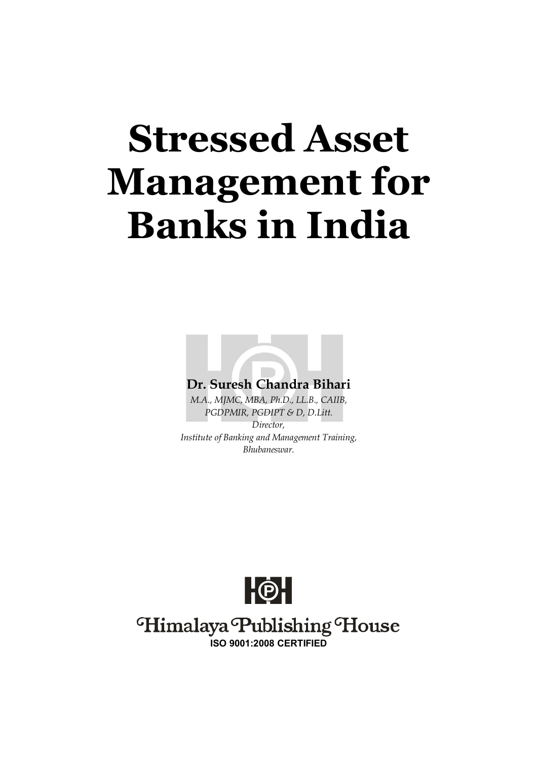# Stressed Asset Management for Banks in India

**Dr. Suresh Chandra Bihari**

*M.A., MJMC, MBA, Ph.D., LL.B., CAIIB, PGDPMIR, PGDIPT & D, D.Litt.*

*Director,*

*Institute of Banking and Management Training, Bhubaneswar.*

Himalaya Publishing House

**ISO 9001:2008 CERTIFIED**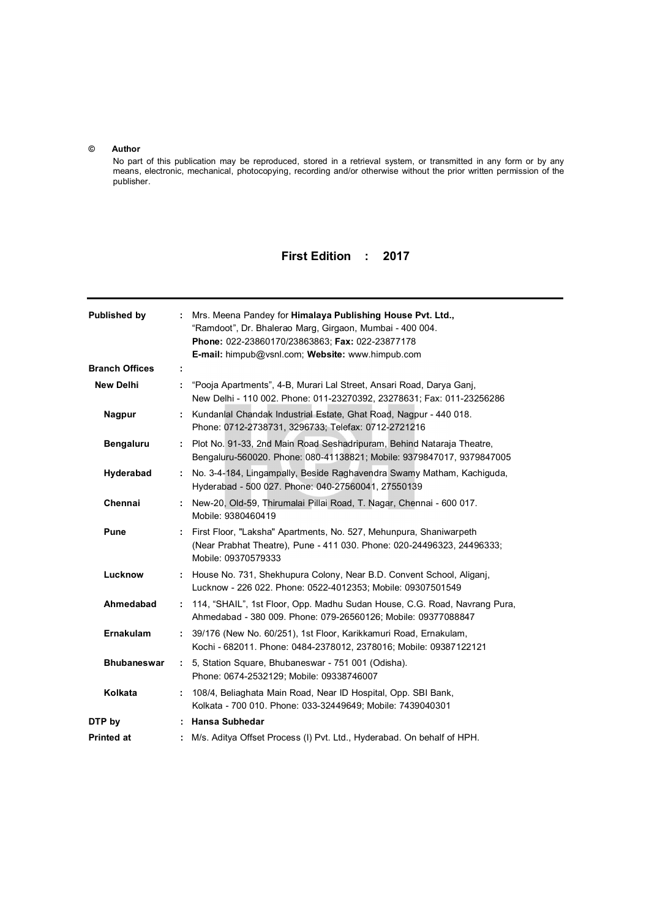© **Author**

No part of this publication may be reproduced, stored in a retrieval system, or transmitted in any form or by any means, electronic, mechanical, photocopying, recording and/or otherwise without the prior written permission of the publisher.

**First Edition : 2017**

---

| | | |
|---|---|---|
| **Published by** | : | Mrs. Meena Pandey for **Himalaya Publishing House Pvt. Ltd.,** "Ramdoot", Dr. Bhalerao Marg, Girgaon, Mumbai - 400 004. **Phone:** 022-23860170/23863863; **Fax:** 022-23877178 **E-mail:** himpub@vsnl.com; **Website:** www.himpub.com |
| **Branch Offices** | : | |
| **New Delhi** | : | "Pooja Apartments", 4-B, Murari Lal Street, Ansari Road, Darya Ganj, New Delhi - 110 002. Phone: 011-23270392, 23278631; Fax: 011-23256286 |
| **Nagpur** | : | Kundanlal Chandak Industrial Estate, Ghat Road, Nagpur - 440 018. Phone: 0712-2738731, 3296733; Telefax: 0712-2721216 |
| **Bengaluru** | : | Plot No. 91-33, 2nd Main Road Seshadripuram, Behind Nataraja Theatre, Bengaluru-560020. Phone: 080-41138821; Mobile: 9379847017, 9379847005 |
| **Hyderabad** | : | No. 3-4-184, Lingampally, Beside Raghavendra Swamy Matham, Kachiguda, Hyderabad - 500 027. Phone: 040-27560041, 27550139 |
| **Chennai** | : | New-20, Old-59, Thirumalai Pillai Road, T. Nagar, Chennai - 600 017. Mobile: 9380460419 |
| **Pune** | : | First Floor, "Laksha" Apartments, No. 527, Mehunpura, Shaniwarpeth (Near Prabhat Theatre), Pune - 411 030. Phone: 020-24496323, 24496333; Mobile: 09370579333 |
| **Lucknow** | : | House No. 731, Shekhupura Colony, Near B.D. Convent School, Aliganj, Lucknow - 226 022. Phone: 0522-4012353; Mobile: 09307501549 |
| **Ahmedabad** | : | 114, "SHAIL", 1st Floor, Opp. Madhu Sudan House, C.G. Road, Navrang Pura, Ahmedabad - 380 009. Phone: 079-26560126; Mobile: 09377088847 |
| **Ernakulam** | : | 39/176 (New No. 60/251), 1st Floor, Karikkamuri Road, Ernakulam, Kochi - 682011. Phone: 0484-2378012, 2378016; Mobile: 09387122121 |
| **Bhubaneswar** | : | 5, Station Square, Bhubaneswar - 751 001 (Odisha). Phone: 0674-2532129; Mobile: 09338746007 |
| **Kolkata** | : | 108/4, Beliaghata Main Road, Near ID Hospital, Opp. SBI Bank, Kolkata - 700 010. Phone: 033-32449649; Mobile: 7439040301 |
| **DTP by** | : | **Hansa Subhedar** |
| **Printed at** | : | M/s. Aditya Offset Process (I) Pvt. Ltd., Hyderabad. On behalf of HPH. |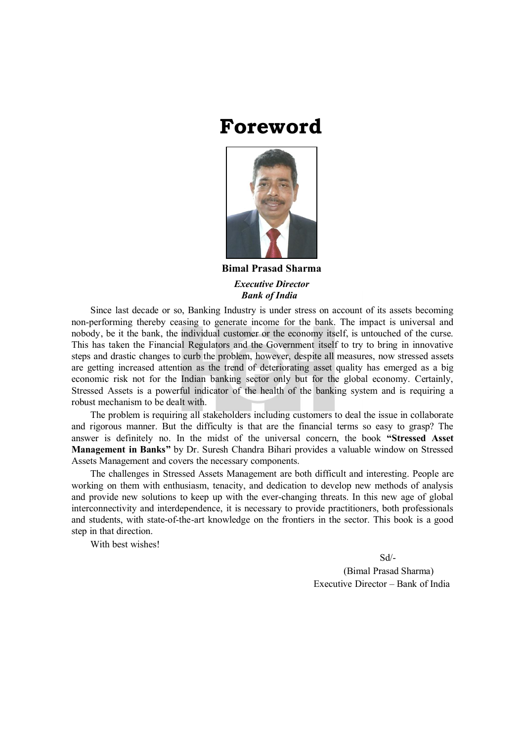# Foreword

**Bimal Prasad Sharma**

***Executive Director***
***Bank of India***

Since last decade or so, Banking Industry is under stress on account of its assets becoming non-performing thereby ceasing to generate income for the bank. The impact is universal and nobody, be it the bank, the individual customer or the economy itself, is untouched of the curse. This has taken the Financial Regulators and the Government itself to try to bring in innovative steps and drastic changes to curb the problem, however, despite all measures, now stressed assets are getting increased attention as the trend of deteriorating asset quality has emerged as a big economic risk not for the Indian banking sector only but for the global economy. Certainly, Stressed Assets is a powerful indicator of the health of the banking system and is requiring a robust mechanism to be dealt with.

The problem is requiring all stakeholders including customers to deal the issue in collaborate and rigorous manner. But the difficulty is that are the financial terms so easy to grasp? The answer is definitely no. In the midst of the universal concern, the book **"Stressed Asset Management in Banks"** by Dr. Suresh Chandra Bihari provides a valuable window on Stressed Assets Management and covers the necessary components.

The challenges in Stressed Assets Management are both difficult and interesting. People are working on them with enthusiasm, tenacity, and dedication to develop new methods of analysis and provide new solutions to keep up with the ever-changing threats. In this new age of global interconnectivity and interdependence, it is necessary to provide practitioners, both professionals and students, with state-of-the-art knowledge on the frontiers in the sector. This book is a good step in that direction.

With best wishes!

Sd/-
(Bimal Prasad Sharma)
Executive Director – Bank of India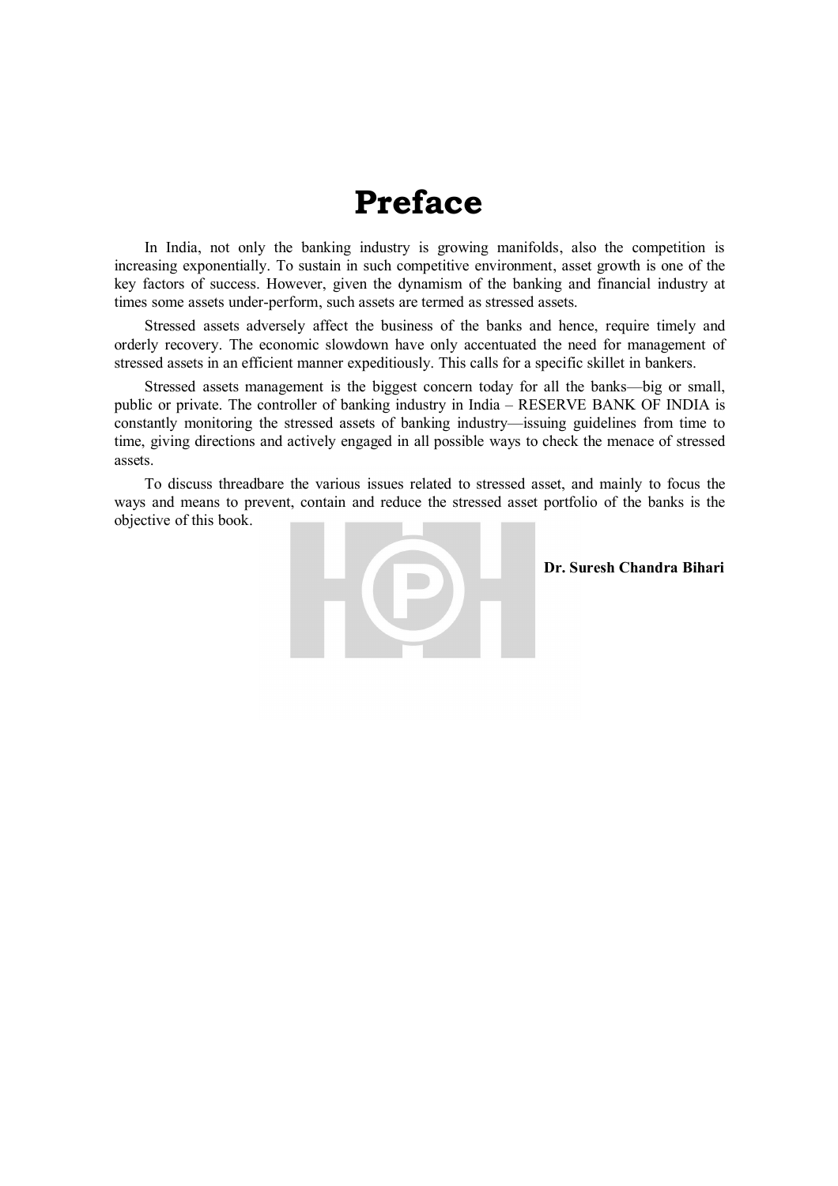# Preface

In India, not only the banking industry is growing manifolds, also the competition is increasing exponentially. To sustain in such competitive environment, asset growth is one of the key factors of success. However, given the dynamism of the banking and financial industry at times some assets under-perform, such assets are termed as stressed assets.

Stressed assets adversely affect the business of the banks and hence, require timely and orderly recovery. The economic slowdown have only accentuated the need for management of stressed assets in an efficient manner expeditiously. This calls for a specific skillet in bankers.

Stressed assets management is the biggest concern today for all the banks—big or small, public or private. The controller of banking industry in India – RESERVE BANK OF INDIA is constantly monitoring the stressed assets of banking industry—issuing guidelines from time to time, giving directions and actively engaged in all possible ways to check the menace of stressed assets.

To discuss threadbare the various issues related to stressed asset, and mainly to focus the ways and means to prevent, contain and reduce the stressed asset portfolio of the banks is the objective of this book.

**Dr. Suresh Chandra Bihari**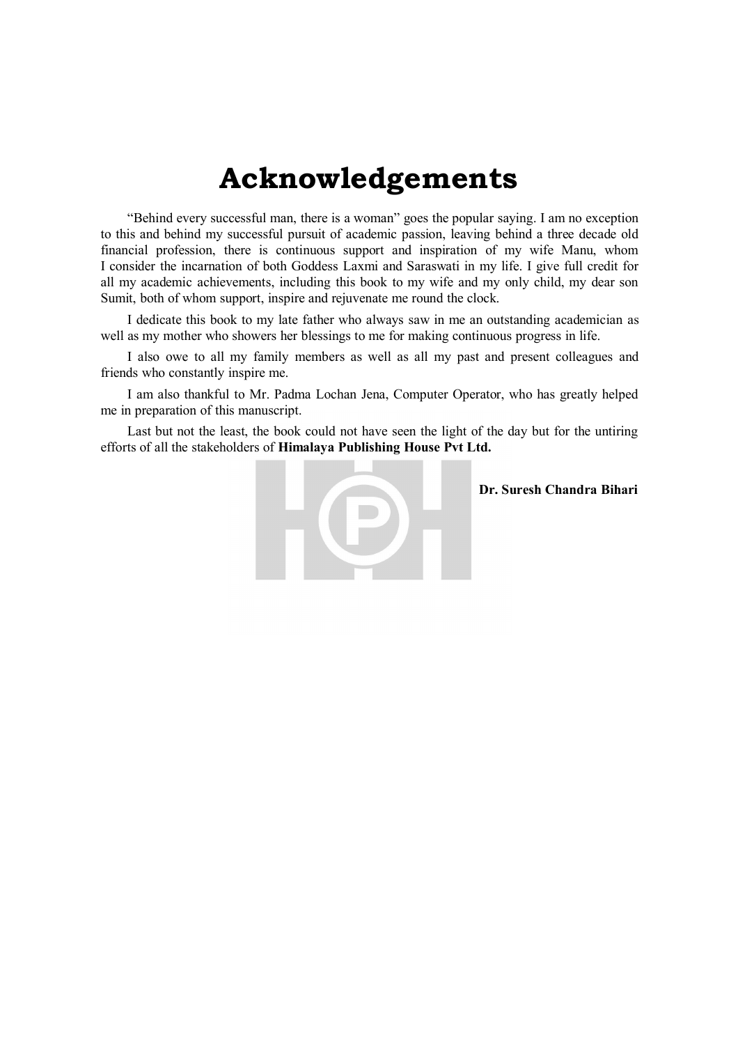# Acknowledgements

"Behind every successful man, there is a woman" goes the popular saying. I am no exception to this and behind my successful pursuit of academic passion, leaving behind a three decade old financial profession, there is continuous support and inspiration of my wife Manu, whom I consider the incarnation of both Goddess Laxmi and Saraswati in my life. I give full credit for all my academic achievements, including this book to my wife and my only child, my dear son Sumit, both of whom support, inspire and rejuvenate me round the clock.

I dedicate this book to my late father who always saw in me an outstanding academician as well as my mother who showers her blessings to me for making continuous progress in life.

I also owe to all my family members as well as all my past and present colleagues and friends who constantly inspire me.

I am also thankful to Mr. Padma Lochan Jena, Computer Operator, who has greatly helped me in preparation of this manuscript.

Last but not the least, the book could not have seen the light of the day but for the untiring efforts of all the stakeholders of **Himalaya Publishing House Pvt Ltd.**

**Dr. Suresh Chandra Bihari**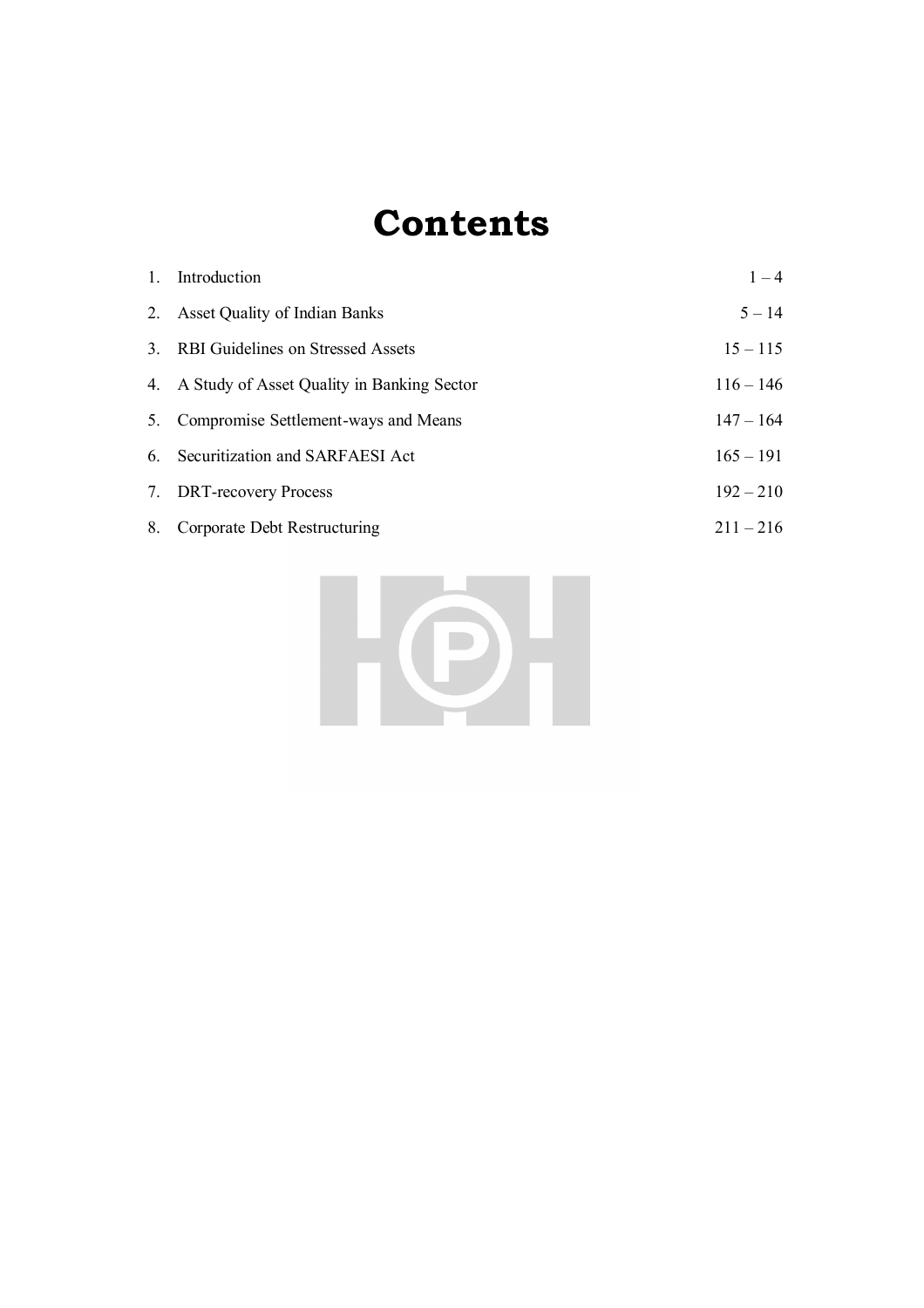# Contents

| | | |
|---|---|---|
| 1. | Introduction | 1 – 4 |
| 2. | Asset Quality of Indian Banks | 5 – 14 |
| 3. | RBI Guidelines on Stressed Assets | 15 – 115 |
| 4. | A Study of Asset Quality in Banking Sector | 116 – 146 |
| 5. | Compromise Settlement-ways and Means | 147 – 164 |
| 6. | Securitization and SARFAESI Act | 165 – 191 |
| 7. | DRT-recovery Process | 192 – 210 |
| 8. | Corporate Debt Restructuring | 211 – 216 |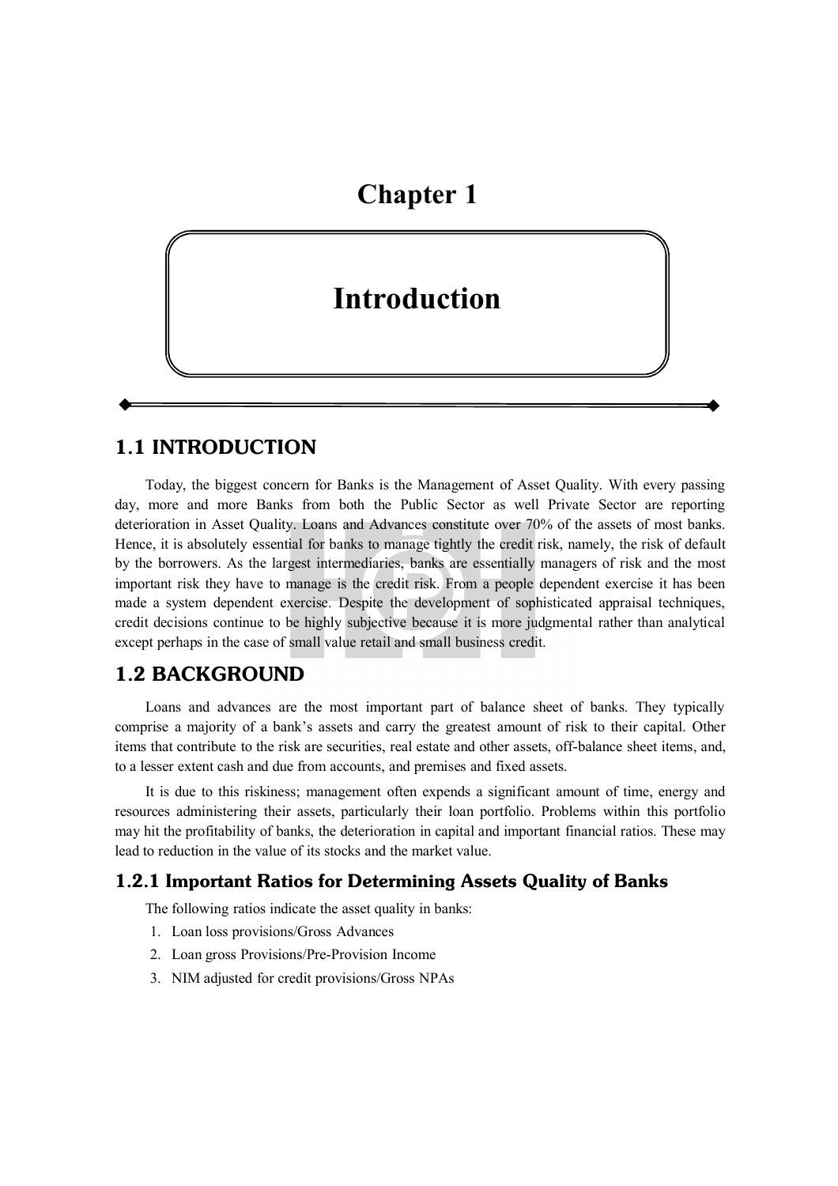# Chapter 1

# Introduction

## 1.1 INTRODUCTION

Today, the biggest concern for Banks is the Management of Asset Quality. With every passing day, more and more Banks from both the Public Sector as well Private Sector are reporting deterioration in Asset Quality. Loans and Advances constitute over 70% of the assets of most banks. Hence, it is absolutely essential for banks to manage tightly the credit risk, namely, the risk of default by the borrowers. As the largest intermediaries, banks are essentially managers of risk and the most important risk they have to manage is the credit risk. From a people dependent exercise it has been made a system dependent exercise. Despite the development of sophisticated appraisal techniques, credit decisions continue to be highly subjective because it is more judgmental rather than analytical except perhaps in the case of small value retail and small business credit.

## 1.2 BACKGROUND

Loans and advances are the most important part of balance sheet of banks. They typically comprise a majority of a bank's assets and carry the greatest amount of risk to their capital. Other items that contribute to the risk are securities, real estate and other assets, off-balance sheet items, and, to a lesser extent cash and due from accounts, and premises and fixed assets.

It is due to this riskiness; management often expends a significant amount of time, energy and resources administering their assets, particularly their loan portfolio. Problems within this portfolio may hit the profitability of banks, the deterioration in capital and important financial ratios. These may lead to reduction in the value of its stocks and the market value.

### 1.2.1 Important Ratios for Determining Assets Quality of Banks

The following ratios indicate the asset quality in banks:

1. Loan loss provisions/Gross Advances
2. Loan gross Provisions/Pre-Provision Income
3. NIM adjusted for credit provisions/Gross NPAs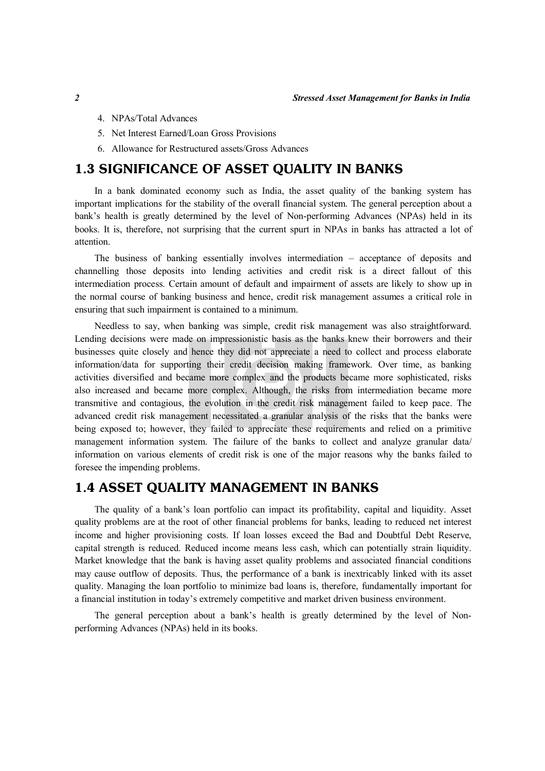4. NPAs/Total Advances
5. Net Interest Earned/Loan Gross Provisions
6. Allowance for Restructured assets/Gross Advances

## 1.3 SIGNIFICANCE OF ASSET QUALITY IN BANKS

In a bank dominated economy such as India, the asset quality of the banking system has important implications for the stability of the overall financial system. The general perception about a bank's health is greatly determined by the level of Non-performing Advances (NPAs) held in its books. It is, therefore, not surprising that the current spurt in NPAs in banks has attracted a lot of attention.

The business of banking essentially involves intermediation – acceptance of deposits and channelling those deposits into lending activities and credit risk is a direct fallout of this intermediation process. Certain amount of default and impairment of assets are likely to show up in the normal course of banking business and hence, credit risk management assumes a critical role in ensuring that such impairment is contained to a minimum.

Needless to say, when banking was simple, credit risk management was also straightforward. Lending decisions were made on impressionistic basis as the banks knew their borrowers and their businesses quite closely and hence they did not appreciate a need to collect and process elaborate information/data for supporting their credit decision making framework. Over time, as banking activities diversified and became more complex and the products became more sophisticated, risks also increased and became more complex. Although, the risks from intermediation became more transmitive and contagious, the evolution in the credit risk management failed to keep pace. The advanced credit risk management necessitated a granular analysis of the risks that the banks were being exposed to; however, they failed to appreciate these requirements and relied on a primitive management information system. The failure of the banks to collect and analyze granular data/ information on various elements of credit risk is one of the major reasons why the banks failed to foresee the impending problems.

## 1.4 ASSET QUALITY MANAGEMENT IN BANKS

The quality of a bank's loan portfolio can impact its profitability, capital and liquidity. Asset quality problems are at the root of other financial problems for banks, leading to reduced net interest income and higher provisioning costs. If loan losses exceed the Bad and Doubtful Debt Reserve, capital strength is reduced. Reduced income means less cash, which can potentially strain liquidity. Market knowledge that the bank is having asset quality problems and associated financial conditions may cause outflow of deposits. Thus, the performance of a bank is inextricably linked with its asset quality. Managing the loan portfolio to minimize bad loans is, therefore, fundamentally important for a financial institution in today's extremely competitive and market driven business environment.

The general perception about a bank's health is greatly determined by the level of Non-performing Advances (NPAs) held in its books.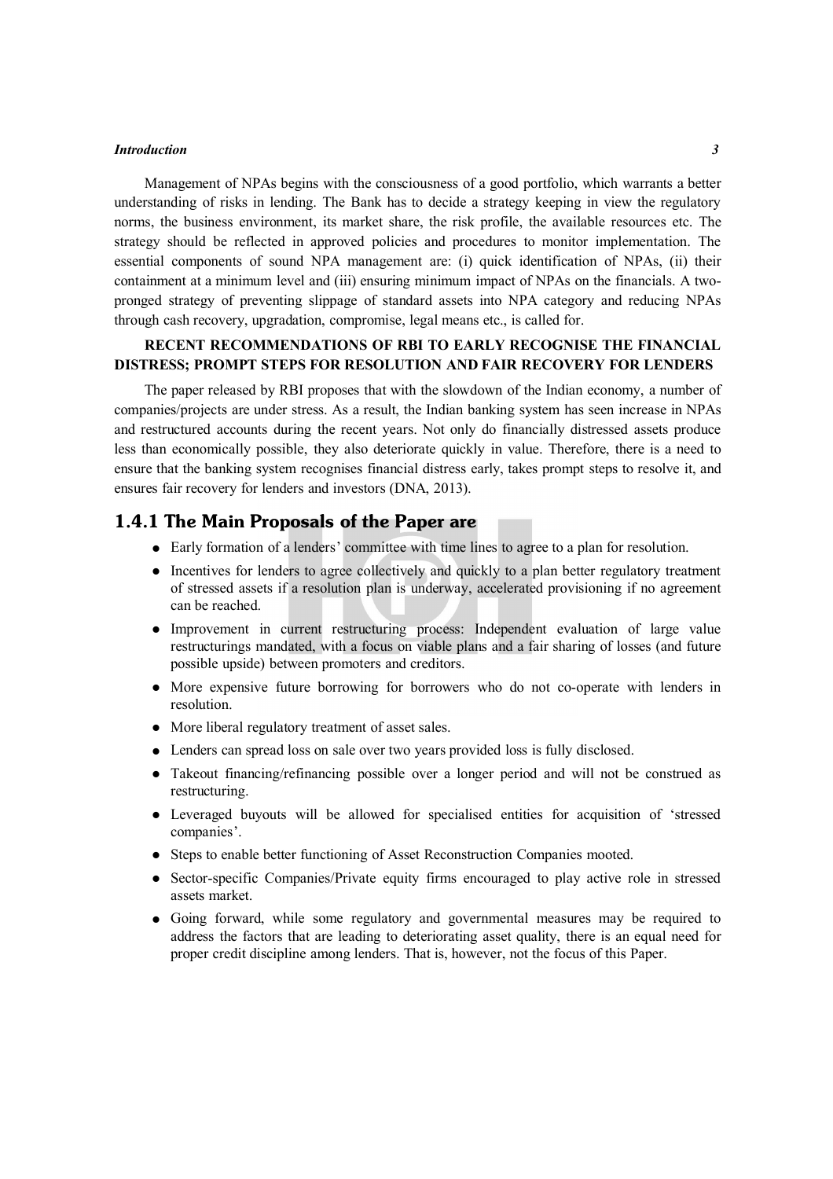Management of NPAs begins with the consciousness of a good portfolio, which warrants a better understanding of risks in lending. The Bank has to decide a strategy keeping in view the regulatory norms, the business environment, its market share, the risk profile, the available resources etc. The strategy should be reflected in approved policies and procedures to monitor implementation. The essential components of sound NPA management are: (i) quick identification of NPAs, (ii) their containment at a minimum level and (iii) ensuring minimum impact of NPAs on the financials. A two-pronged strategy of preventing slippage of standard assets into NPA category and reducing NPAs through cash recovery, upgradation, compromise, legal means etc., is called for.

**RECENT RECOMMENDATIONS OF RBI TO EARLY RECOGNISE THE FINANCIAL DISTRESS; PROMPT STEPS FOR RESOLUTION AND FAIR RECOVERY FOR LENDERS**

The paper released by RBI proposes that with the slowdown of the Indian economy, a number of companies/projects are under stress. As a result, the Indian banking system has seen increase in NPAs and restructured accounts during the recent years. Not only do financially distressed assets produce less than economically possible, they also deteriorate quickly in value. Therefore, there is a need to ensure that the banking system recognises financial distress early, takes prompt steps to resolve it, and ensures fair recovery for lenders and investors (DNA, 2013).

### 1.4.1 The Main Proposals of the Paper are

- Early formation of a lenders' committee with time lines to agree to a plan for resolution.
- Incentives for lenders to agree collectively and quickly to a plan better regulatory treatment of stressed assets if a resolution plan is underway, accelerated provisioning if no agreement can be reached.
- Improvement in current restructuring process: Independent evaluation of large value restructurings mandated, with a focus on viable plans and a fair sharing of losses (and future possible upside) between promoters and creditors.
- More expensive future borrowing for borrowers who do not co-operate with lenders in resolution.
- More liberal regulatory treatment of asset sales.
- Lenders can spread loss on sale over two years provided loss is fully disclosed.
- Takeout financing/refinancing possible over a longer period and will not be construed as restructuring.
- Leveraged buyouts will be allowed for specialised entities for acquisition of 'stressed companies'.
- Steps to enable better functioning of Asset Reconstruction Companies mooted.
- Sector-specific Companies/Private equity firms encouraged to play active role in stressed assets market.
- Going forward, while some regulatory and governmental measures may be required to address the factors that are leading to deteriorating asset quality, there is an equal need for proper credit discipline among lenders. That is, however, not the focus of this Paper.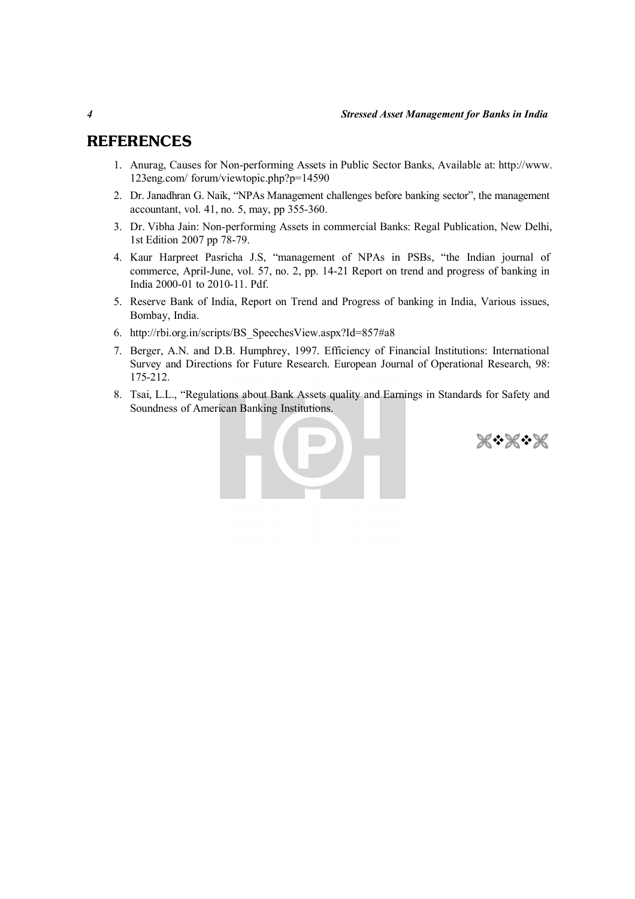## REFERENCES

1. Anurag, Causes for Non-performing Assets in Public Sector Banks, Available at: http://www.123eng.com/ forum/viewtopic.php?p=14590
2. Dr. Janadhran G. Naik, "NPAs Management challenges before banking sector", the management accountant, vol. 41, no. 5, may, pp 355-360.
3. Dr. Vibha Jain: Non-performing Assets in commercial Banks: Regal Publication, New Delhi, 1st Edition 2007 pp 78-79.
4. Kaur Harpreet Pasricha J.S, "management of NPAs in PSBs, "the Indian journal of commerce, April-June, vol. 57, no. 2, pp. 14-21 Report on trend and progress of banking in India 2000-01 to 2010-11. Pdf.
5. Reserve Bank of India, Report on Trend and Progress of banking in India, Various issues, Bombay, India.
6. http://rbi.org.in/scripts/BS_SpeechesView.aspx?Id=857#a8
7. Berger, A.N. and D.B. Humphrey, 1997. Efficiency of Financial Institutions: International Survey and Directions for Future Research. European Journal of Operational Research, 98: 175-212.
8. Tsai, L.L., "Regulations about Bank Assets quality and Earnings in Standards for Safety and Soundness of American Banking Institutions.